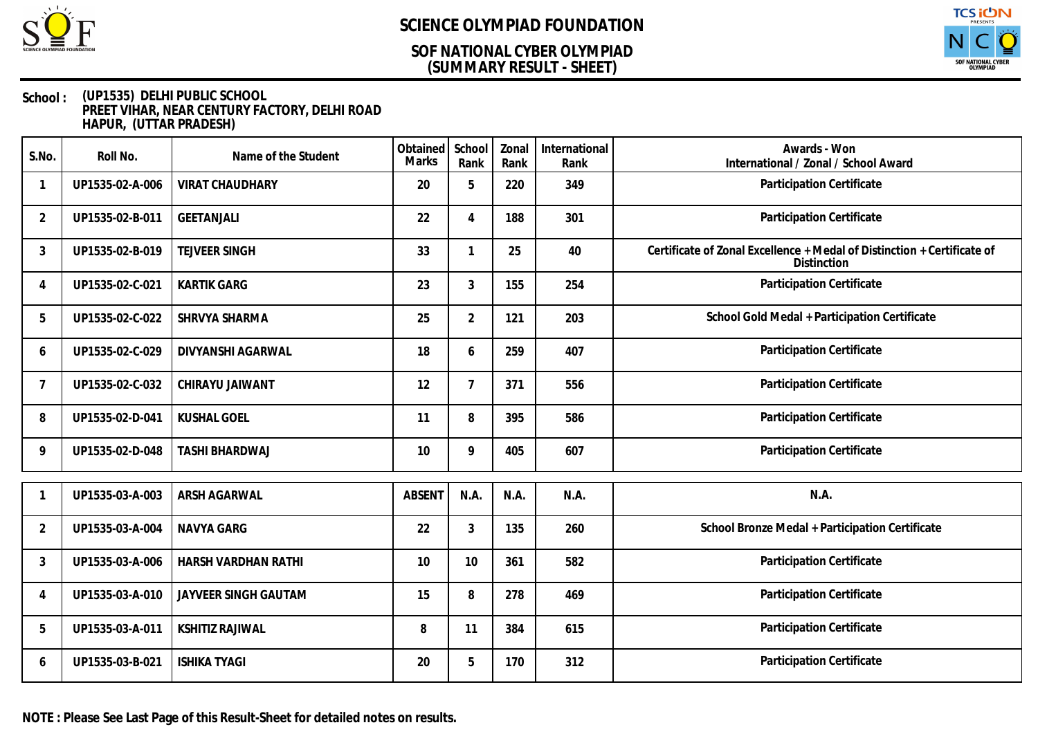# SCIENCE OLYMPIAD FOUNDATION

## SOF NATIONAL CYBER OLYMPIAD
## (SUMMARY RESULT - SHEET)

**School :** (UP1535) DELHI PUBLIC SCHOOL
PREET VIHAR, NEAR CENTURY FACTORY, DELHI ROAD
HAPUR, (UTTAR PRADESH)

| S.No. | Roll No. | Name of the Student | Obtained Marks | School Rank | Zonal Rank | International Rank | Awards - Won International / Zonal / School Award |
|---|---|---|---|---|---|---|---|
| 1 | UP1535-02-A-006 | VIRAT CHAUDHARY | 20 | 5 | 220 | 349 | Participation Certificate |
| 2 | UP1535-02-B-011 | GEETANJALI | 22 | 4 | 188 | 301 | Participation Certificate |
| 3 | UP1535-02-B-019 | TEJVEER SINGH | 33 | 1 | 25 | 40 | Certificate of Zonal Excellence + Medal of Distinction + Certificate of Distinction |
| 4 | UP1535-02-C-021 | KARTIK GARG | 23 | 3 | 155 | 254 | Participation Certificate |
| 5 | UP1535-02-C-022 | SHRVYA SHARMA | 25 | 2 | 121 | 203 | School Gold Medal + Participation Certificate |
| 6 | UP1535-02-C-029 | DIVYANSHI AGARWAL | 18 | 6 | 259 | 407 | Participation Certificate |
| 7 | UP1535-02-C-032 | CHIRAYU JAIWANT | 12 | 7 | 371 | 556 | Participation Certificate |
| 8 | UP1535-02-D-041 | KUSHAL GOEL | 11 | 8 | 395 | 586 | Participation Certificate |
| 9 | UP1535-02-D-048 | TASHI BHARDWAJ | 10 | 9 | 405 | 607 | Participation Certificate |
| 1 | UP1535-03-A-003 | ARSH AGARWAL | ABSENT | N.A. | N.A. | N.A. | N.A. |
| 2 | UP1535-03-A-004 | NAVYA GARG | 22 | 3 | 135 | 260 | School Bronze Medal + Participation Certificate |
| 3 | UP1535-03-A-006 | HARSH VARDHAN RATHI | 10 | 10 | 361 | 582 | Participation Certificate |
| 4 | UP1535-03-A-010 | JAYVEER SINGH GAUTAM | 15 | 8 | 278 | 469 | Participation Certificate |
| 5 | UP1535-03-A-011 | KSHITIZ RAJIWAL | 8 | 11 | 384 | 615 | Participation Certificate |
| 6 | UP1535-03-B-021 | ISHIKA TYAGI | 20 | 5 | 170 | 312 | Participation Certificate |

**NOTE : Please See Last Page of this Result-Sheet for detailed notes on results.**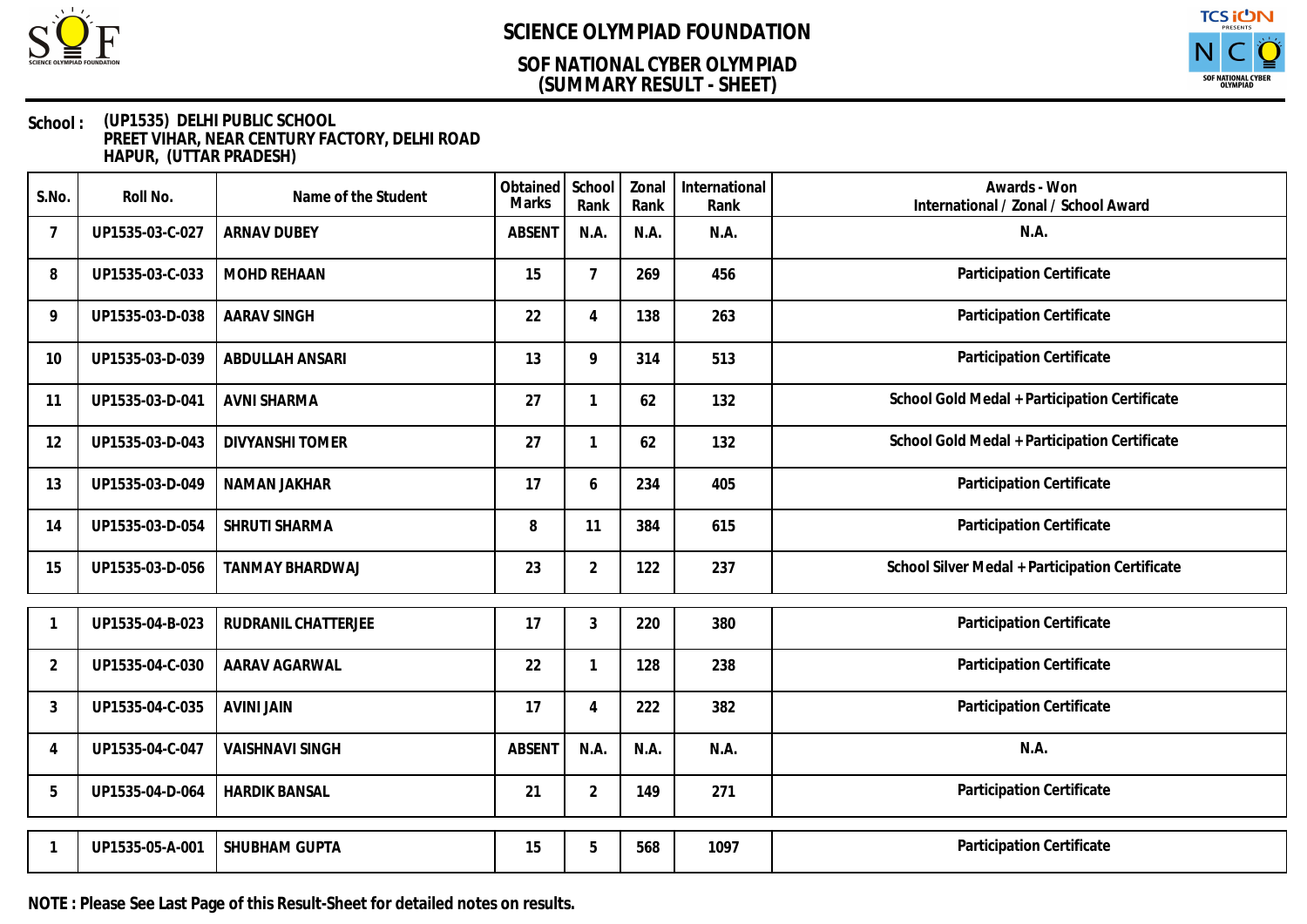# SCIENCE OLYMPIAD FOUNDATION

## SOF NATIONAL CYBER OLYMPIAD
## (SUMMARY RESULT - SHEET)

**School :** (UP1535) DELHI PUBLIC SCHOOL
PREET VIHAR, NEAR CENTURY FACTORY, DELHI ROAD
HAPUR, (UTTAR PRADESH)

| S.No. | Roll No. | Name of the Student | Obtained Marks | School Rank | Zonal Rank | International Rank | Awards - Won International / Zonal / School Award |
|---|---|---|---|---|---|---|---|
| 7 | UP1535-03-C-027 | ARNAV DUBEY | ABSENT | N.A. | N.A. | N.A. | N.A. |
| 8 | UP1535-03-C-033 | MOHD REHAAN | 15 | 7 | 269 | 456 | Participation Certificate |
| 9 | UP1535-03-D-038 | AARAV SINGH | 22 | 4 | 138 | 263 | Participation Certificate |
| 10 | UP1535-03-D-039 | ABDULLAH ANSARI | 13 | 9 | 314 | 513 | Participation Certificate |
| 11 | UP1535-03-D-041 | AVNI SHARMA | 27 | 1 | 62 | 132 | School Gold Medal + Participation Certificate |
| 12 | UP1535-03-D-043 | DIVYANSHI TOMER | 27 | 1 | 62 | 132 | School Gold Medal + Participation Certificate |
| 13 | UP1535-03-D-049 | NAMAN JAKHAR | 17 | 6 | 234 | 405 | Participation Certificate |
| 14 | UP1535-03-D-054 | SHRUTI SHARMA | 8 | 11 | 384 | 615 | Participation Certificate |
| 15 | UP1535-03-D-056 | TANMAY BHARDWAJ | 23 | 2 | 122 | 237 | School Silver Medal + Participation Certificate |

| S.No. | Roll No. | Name of the Student | Obtained Marks | School Rank | Zonal Rank | International Rank | Awards - Won International / Zonal / School Award |
|---|---|---|---|---|---|---|---|
| 1 | UP1535-04-B-023 | RUDRANIL CHATTERJEE | 17 | 3 | 220 | 380 | Participation Certificate |
| 2 | UP1535-04-C-030 | AARAV AGARWAL | 22 | 1 | 128 | 238 | Participation Certificate |
| 3 | UP1535-04-C-035 | AVINI JAIN | 17 | 4 | 222 | 382 | Participation Certificate |
| 4 | UP1535-04-C-047 | VAISHNAVI SINGH | ABSENT | N.A. | N.A. | N.A. | N.A. |
| 5 | UP1535-04-D-064 | HARDIK BANSAL | 21 | 2 | 149 | 271 | Participation Certificate |

| S.No. | Roll No. | Name of the Student | Obtained Marks | School Rank | Zonal Rank | International Rank | Awards - Won International / Zonal / School Award |
|---|---|---|---|---|---|---|---|
| 1 | UP1535-05-A-001 | SHUBHAM GUPTA | 15 | 5 | 568 | 1097 | Participation Certificate |

**NOTE : Please See Last Page of this Result-Sheet for detailed notes on results.**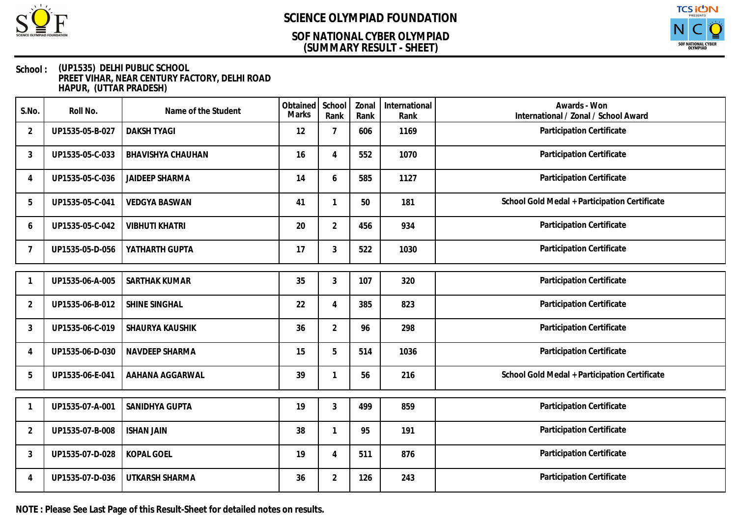# SCIENCE OLYMPIAD FOUNDATION

## SOF NATIONAL CYBER OLYMPIAD
## (SUMMARY RESULT - SHEET)

**School :** (UP1535) DELHI PUBLIC SCHOOL
PREET VIHAR, NEAR CENTURY FACTORY, DELHI ROAD
HAPUR, (UTTAR PRADESH)

| S.No. | Roll No. | Name of the Student | Obtained Marks | School Rank | Zonal Rank | International Rank | Awards - Won International / Zonal / School Award |
|---|---|---|---|---|---|---|---|
| 2 | UP1535-05-B-027 | DAKSH TYAGI | 12 | 7 | 606 | 1169 | Participation Certificate |
| 3 | UP1535-05-C-033 | BHAVISHYA CHAUHAN | 16 | 4 | 552 | 1070 | Participation Certificate |
| 4 | UP1535-05-C-036 | JAIDEEP SHARMA | 14 | 6 | 585 | 1127 | Participation Certificate |
| 5 | UP1535-05-C-041 | VEDGYA BASWAN | 41 | 1 | 50 | 181 | School Gold Medal + Participation Certificate |
| 6 | UP1535-05-C-042 | VIBHUTI KHATRI | 20 | 2 | 456 | 934 | Participation Certificate |
| 7 | UP1535-05-D-056 | YATHARTH GUPTA | 17 | 3 | 522 | 1030 | Participation Certificate |
| 1 | UP1535-06-A-005 | SARTHAK KUMAR | 35 | 3 | 107 | 320 | Participation Certificate |
| 2 | UP1535-06-B-012 | SHINE SINGHAL | 22 | 4 | 385 | 823 | Participation Certificate |
| 3 | UP1535-06-C-019 | SHAURYA KAUSHIK | 36 | 2 | 96 | 298 | Participation Certificate |
| 4 | UP1535-06-D-030 | NAVDEEP SHARMA | 15 | 5 | 514 | 1036 | Participation Certificate |
| 5 | UP1535-06-E-041 | AAHANA AGGARWAL | 39 | 1 | 56 | 216 | School Gold Medal + Participation Certificate |
| 1 | UP1535-07-A-001 | SANIDHYA GUPTA | 19 | 3 | 499 | 859 | Participation Certificate |
| 2 | UP1535-07-B-008 | ISHAN JAIN | 38 | 1 | 95 | 191 | Participation Certificate |
| 3 | UP1535-07-D-028 | KOPAL GOEL | 19 | 4 | 511 | 876 | Participation Certificate |
| 4 | UP1535-07-D-036 | UTKARSH SHARMA | 36 | 2 | 126 | 243 | Participation Certificate |

**NOTE : Please See Last Page of this Result-Sheet for detailed notes on results.**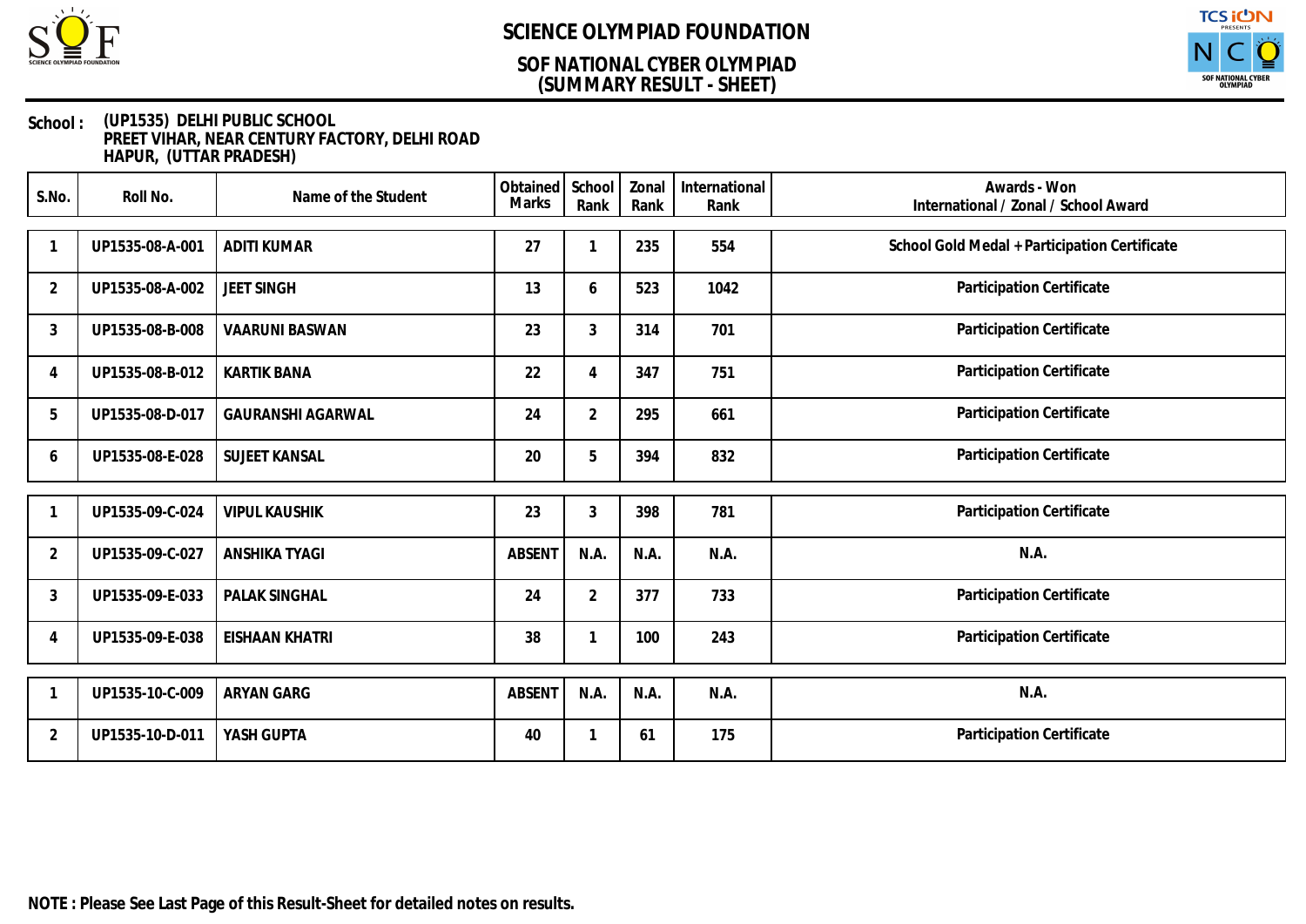# SCIENCE OLYMPIAD FOUNDATION

## SOF NATIONAL CYBER OLYMPIAD
## (SUMMARY RESULT - SHEET)

**School :** (UP1535) DELHI PUBLIC SCHOOL
PREET VIHAR, NEAR CENTURY FACTORY, DELHI ROAD
HAPUR, (UTTAR PRADESH)

| S.No. | Roll No. | Name of the Student | Obtained Marks | School Rank | Zonal Rank | International Rank | Awards - Won International / Zonal / School Award |
|---|---|---|---|---|---|---|---|
| 1 | UP1535-08-A-001 | ADITI KUMAR | 27 | 1 | 235 | 554 | School Gold Medal + Participation Certificate |
| 2 | UP1535-08-A-002 | JEET SINGH | 13 | 6 | 523 | 1042 | Participation Certificate |
| 3 | UP1535-08-B-008 | VAARUNI BASWAN | 23 | 3 | 314 | 701 | Participation Certificate |
| 4 | UP1535-08-B-012 | KARTIK BANA | 22 | 4 | 347 | 751 | Participation Certificate |
| 5 | UP1535-08-D-017 | GAURANSHI AGARWAL | 24 | 2 | 295 | 661 | Participation Certificate |
| 6 | UP1535-08-E-028 | SUJEET KANSAL | 20 | 5 | 394 | 832 | Participation Certificate |
| 1 | UP1535-09-C-024 | VIPUL KAUSHIK | 23 | 3 | 398 | 781 | Participation Certificate |
| 2 | UP1535-09-C-027 | ANSHIKA TYAGI | ABSENT | N.A. | N.A. | N.A. | N.A. |
| 3 | UP1535-09-E-033 | PALAK SINGHAL | 24 | 2 | 377 | 733 | Participation Certificate |
| 4 | UP1535-09-E-038 | EISHAAN KHATRI | 38 | 1 | 100 | 243 | Participation Certificate |
| 1 | UP1535-10-C-009 | ARYAN GARG | ABSENT | N.A. | N.A. | N.A. | N.A. |
| 2 | UP1535-10-D-011 | YASH GUPTA | 40 | 1 | 61 | 175 | Participation Certificate |

**NOTE : Please See Last Page of this Result-Sheet for detailed notes on results.**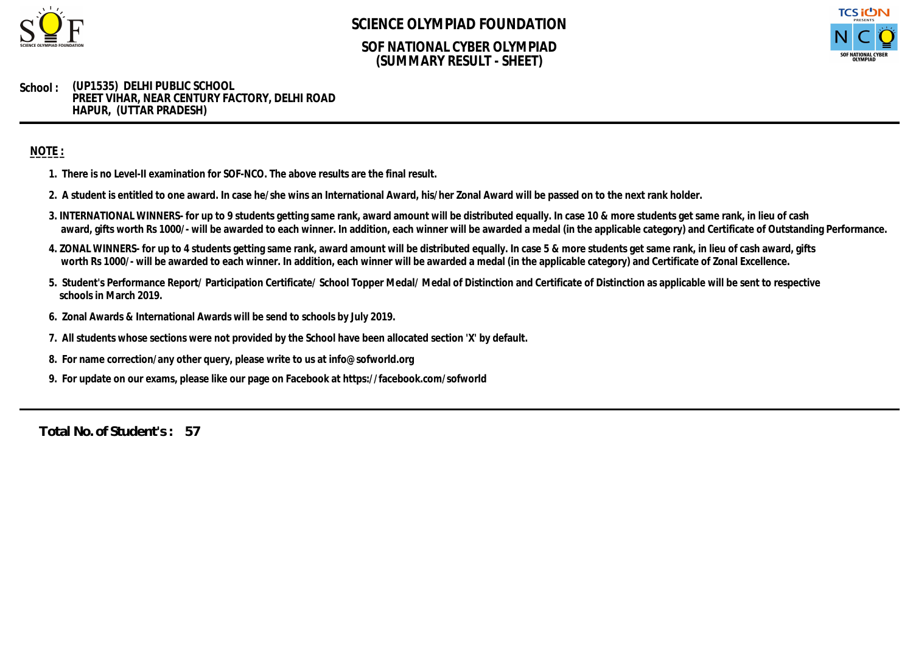# SCIENCE OLYMPIAD FOUNDATION

## SOF NATIONAL CYBER OLYMPIAD
## (SUMMARY RESULT - SHEET)

**School :** **(UP1535) DELHI PUBLIC SCHOOL**
**PREET VIHAR, NEAR CENTURY FACTORY, DELHI ROAD**
**HAPUR, (UTTAR PRADESH)**

**NOTE :**

1. There is no Level-II examination for SOF-NCO. The above results are the final result.
2. A student is entitled to one award. In case he/she wins an International Award, his/her Zonal Award will be passed on to the next rank holder.
3. INTERNATIONAL WINNERS- for up to 9 students getting same rank, award amount will be distributed equally. In case 10 & more students get same rank, in lieu of cash award, gifts worth Rs 1000/- will be awarded to each winner. In addition, each winner will be awarded a medal (in the applicable category) and Certificate of Outstanding Performance.
4. ZONAL WINNERS- for up to 4 students getting same rank, award amount will be distributed equally. In case 5 & more students get same rank, in lieu of cash award, gifts worth Rs 1000/- will be awarded to each winner. In addition, each winner will be awarded a medal (in the applicable category) and Certificate of Zonal Excellence.
5. Student's Performance Report/ Participation Certificate/ School Topper Medal/ Medal of Distinction and Certificate of Distinction as applicable will be sent to respective schools in March 2019.
6. Zonal Awards & International Awards will be send to schools by July 2019.
7. All students whose sections were not provided by the School have been allocated section 'X' by default.
8. For name correction/any other query, please write to us at info@sofworld.org
9. For update on our exams, please like our page on Facebook at https://facebook.com/sofworld

**Total No. of Student's : 57**